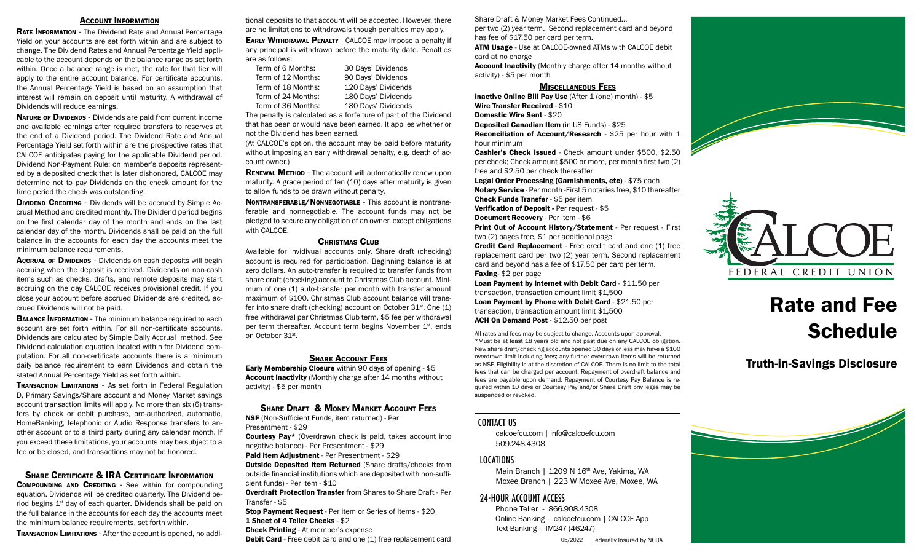## Account Information

**Rate Information** - The Dividend Rate and Annual Percentage Yield on your accounts are set forth within and are subject to change. The Dividend Rates and Annual Percentage Yield applicable to the account depends on the balance range as set forth within. Once a balance range is met, the rate for that tier will apply to the entire account balance. For certificate accounts, the Annual Percentage Yield is based on an assumption that interest will remain on deposit until maturity. A withdrawal of Dividends will reduce earnings.

**Nature of Dividends** - Dividends are paid from current income and available earnings after required transfers to reserves at the end of a Dividend period. The Dividend Rate and Annual Percentage Yield set forth within are the prospective rates that CALCOE anticipates paying for the applicable Dividend period. Dividend Non-Payment Rule: on member's deposits represented by a deposited check that is later dishonored, CALCOE may determine not to pay Dividends on the check amount for the time period the check was outstanding.

**Dividend Crediting** - Dividends will be accrued by Simple Accrual Method and credited monthly. The Dividend period begins on the first calendar day of the month and ends on the last calendar day of the month. Dividends shall be paid on the full balance in the accounts for each day the accounts meet the minimum balance requirements.

**Accrual of Dividends** - Dividends on cash deposits will begin accruing when the deposit is received. Dividends on non-cash items such as checks, drafts, and remote deposits may start accruing on the day CALCOE receives provisional credit. If you close your account before accrued Dividends are credited, accrued Dividends will not be paid.

**Balance Information** - The minimum balance required to each account are set forth within. For all non-certificate accounts, Dividends are calculated by Simple Daily Accrual method. See Dividend calculation equation located within for Dividend computation. For all non-certificate accounts there is a minimum daily balance requirement to earn Dividends and obtain the stated Annual Percentage Yield as set forth within.

**Transaction Limitations** - As set forth in Federal Regulation D, Primary Savings/Share account and Money Market savings account transaction limits will apply. No more than six (6) transfers by check or debit purchase, pre-authorized, automatic, HomeBanking, telephonic or Audio Response transfers to another account or to a third party during any calendar month. If you exceed these limitations, your accounts may be subject to a fee or be closed, and transactions may not be honored.

## Share Certificate & IRA Certificate Information

**Compounding and Crediting** - See within for compounding equation. Dividends will be credited quarterly. The Dividend period begins 1st day of each quarter. Dividends shall be paid on the full balance in the accounts for each day the accounts meet the minimum balance requirements, set forth within.

**Transaction Limitations** - After the account is opened, no additional deposits to that account will be accepted. However, there are no limitations to withdrawals though penalties may apply.

**Early Withdrawal Penalty** - CALCOE may impose a penalty if any principal is withdrawn before the maturity date. Penalties are as follows:

| Term | Penalty |
|---|---|
| Term of 6 Months: | 30 Days' Dividends |
| Term of 12 Months: | 90 Days' Dividends |
| Term of 18 Months: | 120 Days' Dividends |
| Term of 24 Months: | 180 Days' Dividends |
| Term of 36 Months: | 180 Days' Dividends |

The penalty is calculated as a forfeiture of part of the Dividend that has been or would have been earned. It applies whether or not the Dividend has been earned.

(At CALCOE's option, the account may be paid before maturity without imposing an early withdrawal penalty, e.g. death of account owner.)

**Renewal Method** - The account will automatically renew upon maturity. A grace period of ten (10) days after maturity is given to allow funds to be drawn without penalty.

**Nontransferable/Nonnegotiable** - This account is nontransferable and nonnegotiable. The account funds may not be pledged to secure any obligation of an owner, except obligations with CALCOE.

## Christmas Club

Available for invidivual accounts only. Share draft (checking) account is required for participation. Beginning balance is at zero dollars. An auto-transfer is required to transfer funds from share draft (checking) account to Christmas Club account. Minimum of one (1) auto-transfer per month with transfer amount maximum of $100. Christmas Club account balance will transfer into share draft (checking) account on October 31st. One (1) free withdrawal per Christmas Club term, $5 fee per withdrawal per term thereafter. Account term begins November 1st, ends on October 31st.

## Share Account Fees

**Early Membership Closure** within 90 days of opening - $5
**Account Inactivity** (Monthly charge after 14 months without activity) - $5 per month

## Share Draft & Money Market Account Fees

**NSF** (Non-Sufficient Funds, item returned) - Per Presentment - $29
**Courtesy Pay*** (Overdrawn check is paid, takes account into negative balance) - Per Presentment - $29
**Paid Item Adjustment** - Per Presentment - $29
**Outside Deposited Item Returned** (Share drafts/checks from outside financial institutions which are deposited with non-sufficient funds) - Per item - $10
**Overdraft Protection Transfer** from Shares to Share Draft - Per Transfer - $5
**Stop Payment Request** - Per item or Series of Items - $20
**1 Sheet of 4 Teller Checks** - $2
**Check Printing** - At member's expense
**Debit Card** - Free debit card and one (1) free replacement card per two (2) year term. Second replacement card and beyond has fee of $17.50 per card per term.
**ATM Usage** - Use at CALCOE-owned ATMs with CALCOE debit card at no charge
**Account Inactivity** (Monthly charge after 14 months without activity) - $5 per month

## Miscellaneous Fees

**Inactive Online Bill Pay Use** (After 1 (one) month) - $5
**Wire Transfer Received** - $10
**Domestic Wire Sent** - $20
**Deposited Canadian Item** (in US Funds) - $25
**Reconciliation of Account/Research** - $25 per hour with 1 hour minimum
**Cashier's Check Issued** - Check amount under $500, $2.50 per check; Check amount $500 or more, per month first two (2) free and $2.50 per check thereafter
**Legal Order Processing (Garnishments, etc)** - $75 each
**Notary Service** - Per month -First 5 notaries free, $10 thereafter
**Check Funds Transfer** - $5 per item
**Verification of Deposit** - Per request - $5
**Document Recovery** - Per item - $6
**Print Out of Account History/Statement** - Per request - First two (2) pages free, $1 per additional page
**Credit Card Replacement** - Free credit card and one (1) free replacement card per two (2) year term. Second replacement card and beyond has a fee of $17.50 per card per term.
**Faxing**- $2 per page
**Loan Payment by Internet with Debit Card** - $11.50 per transaction, transaction amount limit $1,500
**Loan Payment by Phone with Debit Card** - $21.50 per transaction, transaction amount limit $1,500
**ACH On Demand Post** - $12.50 per post

All rates and fees may be subject to change. Accounts upon approval.
*Must be at least 18 years old and not past due on any CALCOE obligation. New share draft/checking accounts opened 30 days or less may have a $100 overdrawn limit including fees; any further overdrawn items will be returned as NSF. Eligibility is at the discretion of CALCOE. There is no limit to the total fees that can be charged per account. Repayment of overdraft balance and fees are payable upon demand. Repayment of Courtesy Pay Balance is required within 10 days or Courtesy Pay and/or Share Draft privileges may be suspended or revoked.

## CONTACT US

calcoefcu.com | info@calcoefcu.com
509.248.4308

## LOCATIONS

Main Branch | 1209 N 16th Ave, Yakima, WA
Moxee Branch | 223 W Moxee Ave, Moxee, WA

## 24-HOUR ACCOUNT ACCESS

Phone Teller - 866.908.4308
Online Banking - calcoefcu.com | CALCOE App
Text Banking - IM247 (46247)

05/2022 Federally Insured by NCUA

CALCOE FEDERAL CREDIT UNION

# Rate and Fee Schedule

## Truth-in-Savings Disclosure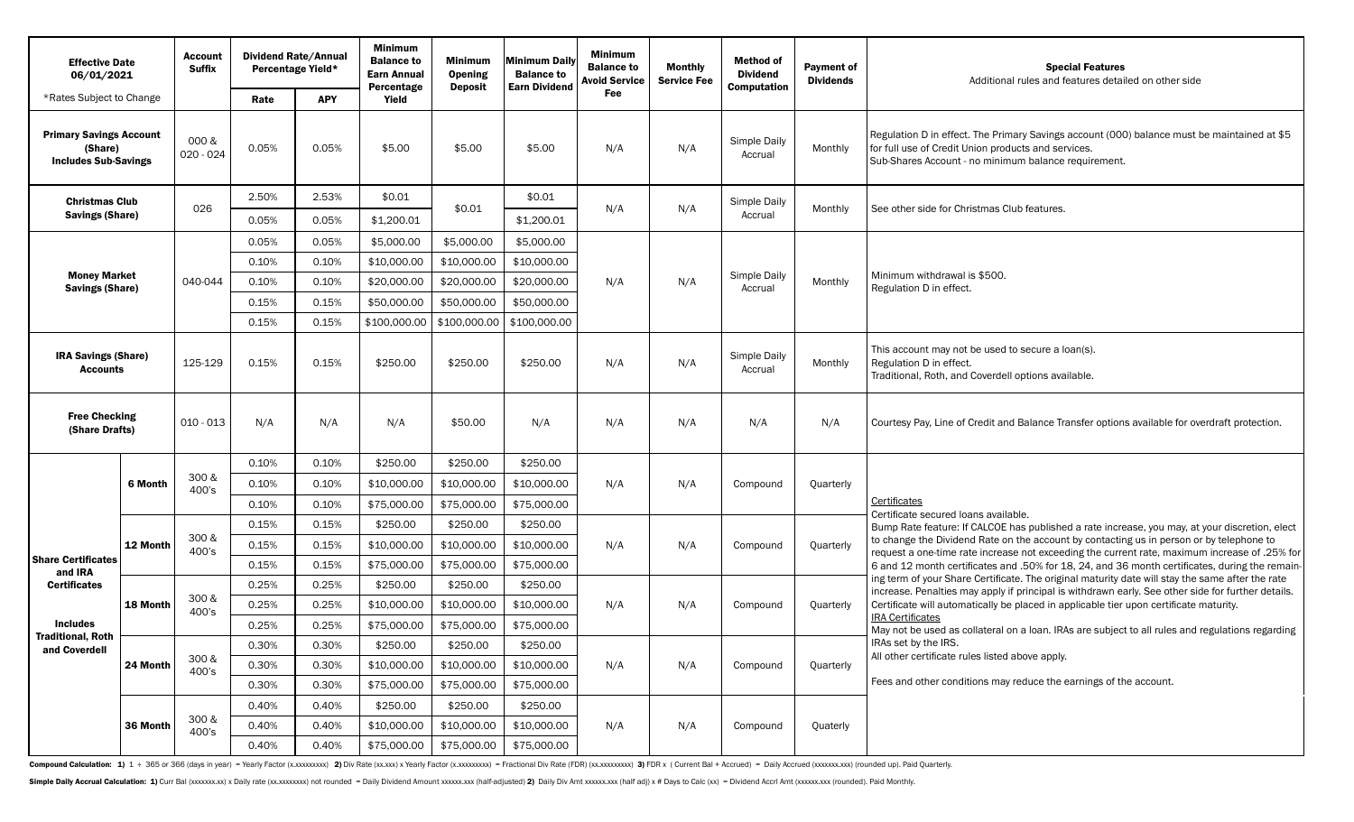| Effective Date 06/01/2021 *Rates Subject to Change | | Account Suffix | Dividend Rate/Annual Percentage Yield* | | Minimum Balance to Earn Annual Percentage Yield | Minimum Opening Deposit | Minimum Daily Balance to Earn Dividend | Minimum Balance to Avoid Service Fee | Monthly Service Fee | Method of Dividend Computation | Payment of Dividends | Special Features Additional rules and features detailed on other side |
|---|---|---|---|---|---|---|---|---|---|---|---|---|
| | | | Rate | APY | | | | | | | | |
| Primary Savings Account (Share) Includes Sub-Savings | | 000 & 020 - 024 | 0.05% | 0.05% | $5.00 | $5.00 | $5.00 | N/A | N/A | Simple Daily Accrual | Monthly | Regulation D in effect. The Primary Savings account (000) balance must be maintained at $5 for full use of Credit Union products and services. Sub-Shares Account - no minimum balance requirement. |
| Christmas Club Savings (Share) | | 026 | 2.50% | 2.53% | $0.01 | $0.01 | $0.01 | N/A | N/A | Simple Daily Accrual | Monthly | See other side for Christmas Club features. |
| | | | 0.05% | 0.05% | $1,200.01 | | $1,200.01 | | | | | |
| Money Market Savings (Share) | | 040-044 | 0.05% | 0.05% | $5,000.00 | $5,000.00 | $5,000.00 | N/A | N/A | Simple Daily Accrual | Monthly | Minimum withdrawal is $500. Regulation D in effect. |
| | | | 0.10% | 0.10% | $10,000.00 | $10,000.00 | $10,000.00 | | | | | |
| | | | 0.10% | 0.10% | $20,000.00 | $20,000.00 | $20,000.00 | | | | | |
| | | | 0.15% | 0.15% | $50,000.00 | $50,000.00 | $50,000.00 | | | | | |
| | | | 0.15% | 0.15% | $100,000.00 | $100,000.00 | $100,000.00 | | | | | |
| IRA Savings (Share) Accounts | | 125-129 | 0.15% | 0.15% | $250.00 | $250.00 | $250.00 | N/A | N/A | Simple Daily Accrual | Monthly | This account may not be used to secure a loan(s). Regulation D in effect. Traditional, Roth, and Coverdell options available. |
| Free Checking (Share Drafts) | | 010 - 013 | N/A | N/A | N/A | $50.00 | N/A | N/A | N/A | N/A | N/A | Courtesy Pay, Line of Credit and Balance Transfer options available for overdraft protection. |
| Share Certificates and IRA Certificates Includes Traditional, Roth and Coverdell | 6 Month | 300 & 400's | 0.10% | 0.10% | $250.00 | $250.00 | $250.00 | N/A | N/A | Compound | Quarterly | Certificates<br>Certificate secured loans available.<br>Bump Rate feature: If CALCOE has published a rate increase, you may, at your discretion, elect to change the Dividend Rate on the account by contacting us in person or by telephone to request a one-time rate increase not exceeding the current rate, maximum increase of .25% for 6 and 12 month certificates and .50% for 18, 24, and 36 month certificates, during the remaining term of your Share Certificate. The original maturity date will stay the same after the rate increase. Penalties may apply if principal is withdrawn early. See other side for further details. Certificate will automatically be placed in applicable tier upon certificate maturity.<br>IRA Certificates<br>May not be used as collateral on a loan. IRAs are subject to all rules and regulations regarding IRAs set by the IRS.<br>All other certificate rules listed above apply.<br>Fees and other conditions may reduce the earnings of the account. |
| | | | 0.10% | 0.10% | $10,000.00 | $10,000.00 | $10,000.00 | | | | | |
| | | | 0.10% | 0.10% | $75,000.00 | $75,000.00 | $75,000.00 | | | | | |
| | 12 Month | 300 & 400's | 0.15% | 0.15% | $250.00 | $250.00 | $250.00 | N/A | N/A | Compound | Quarterly | |
| | | | 0.15% | 0.15% | $10,000.00 | $10,000.00 | $10,000.00 | | | | | |
| | | | 0.15% | 0.15% | $75,000.00 | $75,000.00 | $75,000.00 | | | | | |
| | 18 Month | 300 & 400's | 0.25% | 0.25% | $250.00 | $250.00 | $250.00 | N/A | N/A | Compound | Quarterly | |
| | | | 0.25% | 0.25% | $10,000.00 | $10,000.00 | $10,000.00 | | | | | |
| | | | 0.25% | 0.25% | $75,000.00 | $75,000.00 | $75,000.00 | | | | | |
| | 24 Month | 300 & 400's | 0.30% | 0.30% | $250.00 | $250.00 | $250.00 | N/A | N/A | Compound | Quarterly | |
| | | | 0.30% | 0.30% | $10,000.00 | $10,000.00 | $10,000.00 | | | | | |
| | | | 0.30% | 0.30% | $75,000.00 | $75,000.00 | $75,000.00 | | | | | |
| | 36 Month | 300 & 400's | 0.40% | 0.40% | $250.00 | $250.00 | $250.00 | N/A | N/A | Compound | Quaterly | |
| | | | 0.40% | 0.40% | $10,000.00 | $10,000.00 | $10,000.00 | | | | | |
| | | | 0.40% | 0.40% | $75,000.00 | $75,000.00 | $75,000.00 | | | | | |

**Compound Calculation:** **1)** 1 ÷ 365 or 366 (days in year) = Yearly Factor (x.xxxxxxxxx) **2)** Div Rate (xx.xxx) x Yearly Factor (x.xxxxxxxxx) = Fractional Div Rate (FDR) (xx.xxxxxxxxx) **3)** FDR x ( Current Bal + Accrued) = Daily Accrued (xxxxxxx.xxx) (rounded up). Paid Quarterly.

**Simple Daily Accrual Calculation:** **1)** Curr Bal (xxxxxxx.xx) x Daily rate (xx.xxxxxxxx) not rounded = Daily Dividend Amount xxxxxx.xxx (half-adjusted) **2)** Daily Div Amt xxxxxx.xxx (half adj) x # Days to Calc (xx) = Dividend Accrl Amt (xxxxxx.xxx (rounded). Paid Monthly.